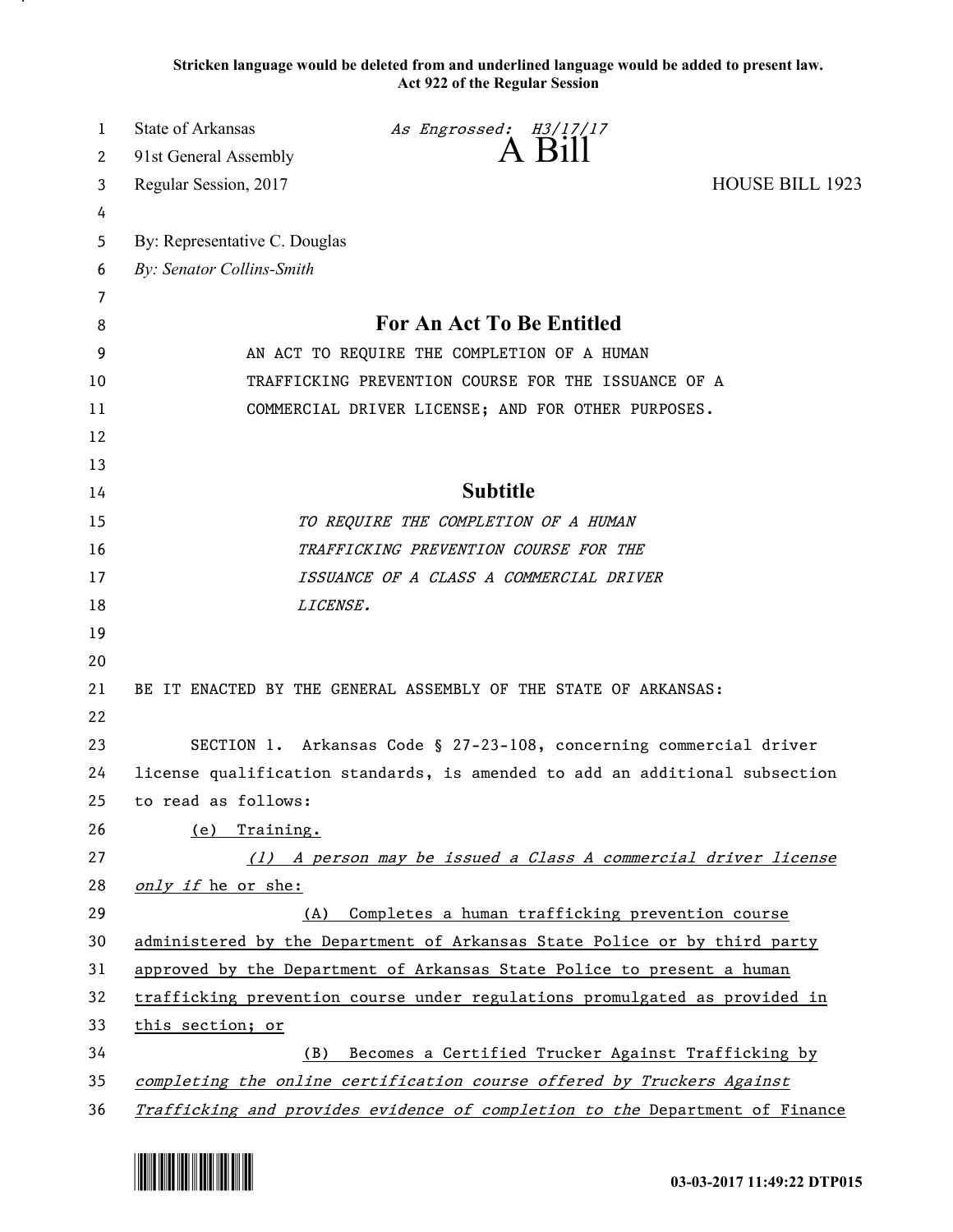Stricken language would be deleted from and underlined language would be added to present law.
Act 922 of the Regular Session

State of Arkansas
91st General Assembly
Regular Session, 2017

*As Engrossed: H3/17/17*

# A Bill

HOUSE BILL 1923

By: Representative C. Douglas
*By: Senator Collins-Smith*

## For An Act To Be Entitled

AN ACT TO REQUIRE THE COMPLETION OF A HUMAN TRAFFICKING PREVENTION COURSE FOR THE ISSUANCE OF A COMMERCIAL DRIVER LICENSE; AND FOR OTHER PURPOSES.

## Subtitle

*TO REQUIRE THE COMPLETION OF A HUMAN TRAFFICKING PREVENTION COURSE FOR THE ISSUANCE OF A CLASS A COMMERCIAL DRIVER LICENSE.*

BE IT ENACTED BY THE GENERAL ASSEMBLY OF THE STATE OF ARKANSAS:

SECTION 1. Arkansas Code § 27-23-108, concerning commercial driver license qualification standards, is amended to add an additional subsection to read as follows:

(e) Training.

*(1) A person may be issued a Class A commercial driver license only if* he or she:

(A) Completes a human trafficking prevention course administered by the Department of Arkansas State Police or by third party approved by the Department of Arkansas State Police to present a human trafficking prevention course under regulations promulgated as provided in this section; or

(B) Becomes a Certified Trucker Against Trafficking by *completing the online certification course offered by Truckers Against Trafficking and provides evidence of completion to the* Department of Finance

03-03-2017 11:49:22 DTP015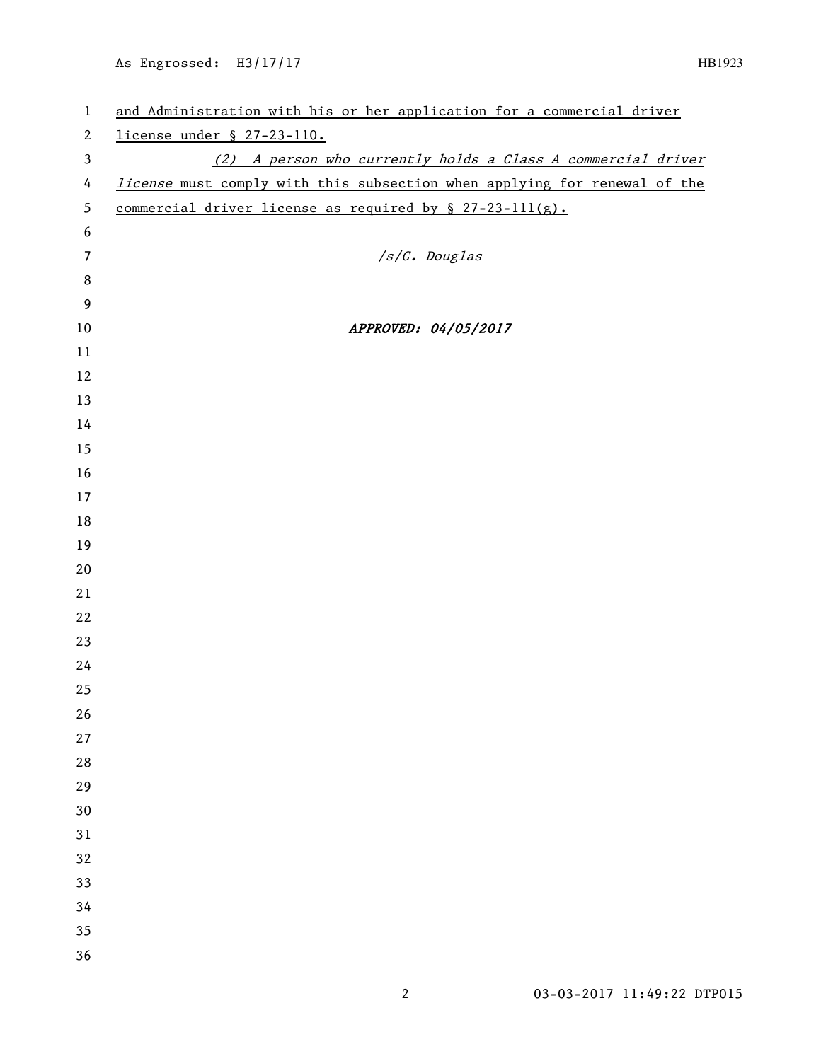and Administration with his or her application for a commercial driver license under § 27-23-110.

*(2) A person who currently holds a Class A commercial driver license* must comply with this subsection when applying for renewal of the commercial driver license as required by § 27-23-111(g).

*/s/C. Douglas*

***APPROVED: 04/05/2017***